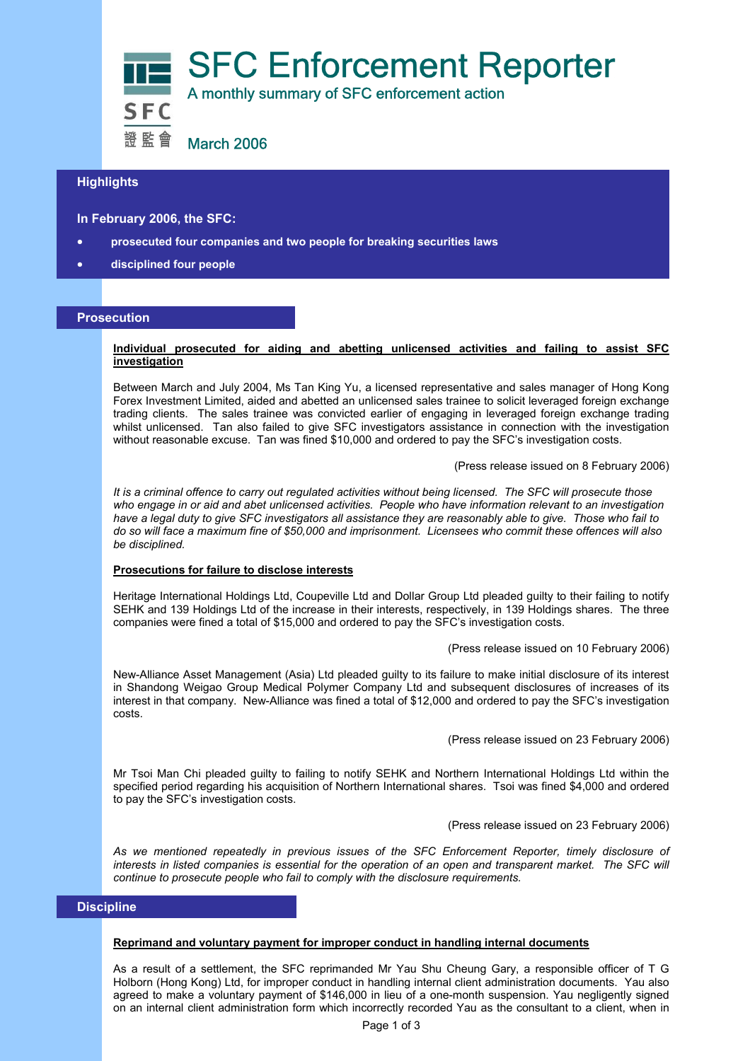# SFC Enforcement Reporter

A monthly summary of SFC enforcement action

March 2006

## Highlights

**In February 2006, the SFC:**

- **prosecuted four companies and two people for breaking securities laws**
- **disciplined four people**

## Prosecution

### Individual prosecuted for aiding and abetting unlicensed activities and failing to assist SFC investigation

Between March and July 2004, Ms Tan King Yu, a licensed representative and sales manager of Hong Kong Forex Investment Limited, aided and abetted an unlicensed sales trainee to solicit leveraged foreign exchange trading clients. The sales trainee was convicted earlier of engaging in leveraged foreign exchange trading whilst unlicensed. Tan also failed to give SFC investigators assistance in connection with the investigation without reasonable excuse. Tan was fined $10,000 and ordered to pay the SFC's investigation costs.

(Press release issued on 8 February 2006)

*It is a criminal offence to carry out regulated activities without being licensed. The SFC will prosecute those who engage in or aid and abet unlicensed activities. People who have information relevant to an investigation have a legal duty to give SFC investigators all assistance they are reasonably able to give. Those who fail to do so will face a maximum fine of $50,000 and imprisonment. Licensees who commit these offences will also be disciplined.*

### Prosecutions for failure to disclose interests

Heritage International Holdings Ltd, Coupeville Ltd and Dollar Group Ltd pleaded guilty to their failing to notify SEHK and 139 Holdings Ltd of the increase in their interests, respectively, in 139 Holdings shares. The three companies were fined a total of $15,000 and ordered to pay the SFC's investigation costs.

(Press release issued on 10 February 2006)

New-Alliance Asset Management (Asia) Ltd pleaded guilty to its failure to make initial disclosure of its interest in Shandong Weigao Group Medical Polymer Company Ltd and subsequent disclosures of increases of its interest in that company. New-Alliance was fined a total of $12,000 and ordered to pay the SFC's investigation costs.

(Press release issued on 23 February 2006)

Mr Tsoi Man Chi pleaded guilty to failing to notify SEHK and Northern International Holdings Ltd within the specified period regarding his acquisition of Northern International shares. Tsoi was fined $4,000 and ordered to pay the SFC's investigation costs.

(Press release issued on 23 February 2006)

*As we mentioned repeatedly in previous issues of the SFC Enforcement Reporter, timely disclosure of interests in listed companies is essential for the operation of an open and transparent market. The SFC will continue to prosecute people who fail to comply with the disclosure requirements.*

## Discipline

### Reprimand and voluntary payment for improper conduct in handling internal documents

As a result of a settlement, the SFC reprimanded Mr Yau Shu Cheung Gary, a responsible officer of T G Holborn (Hong Kong) Ltd, for improper conduct in handling internal client administration documents. Yau also agreed to make a voluntary payment of $146,000 in lieu of a one-month suspension. Yau negligently signed on an internal client administration form which incorrectly recorded Yau as the consultant to a client, when in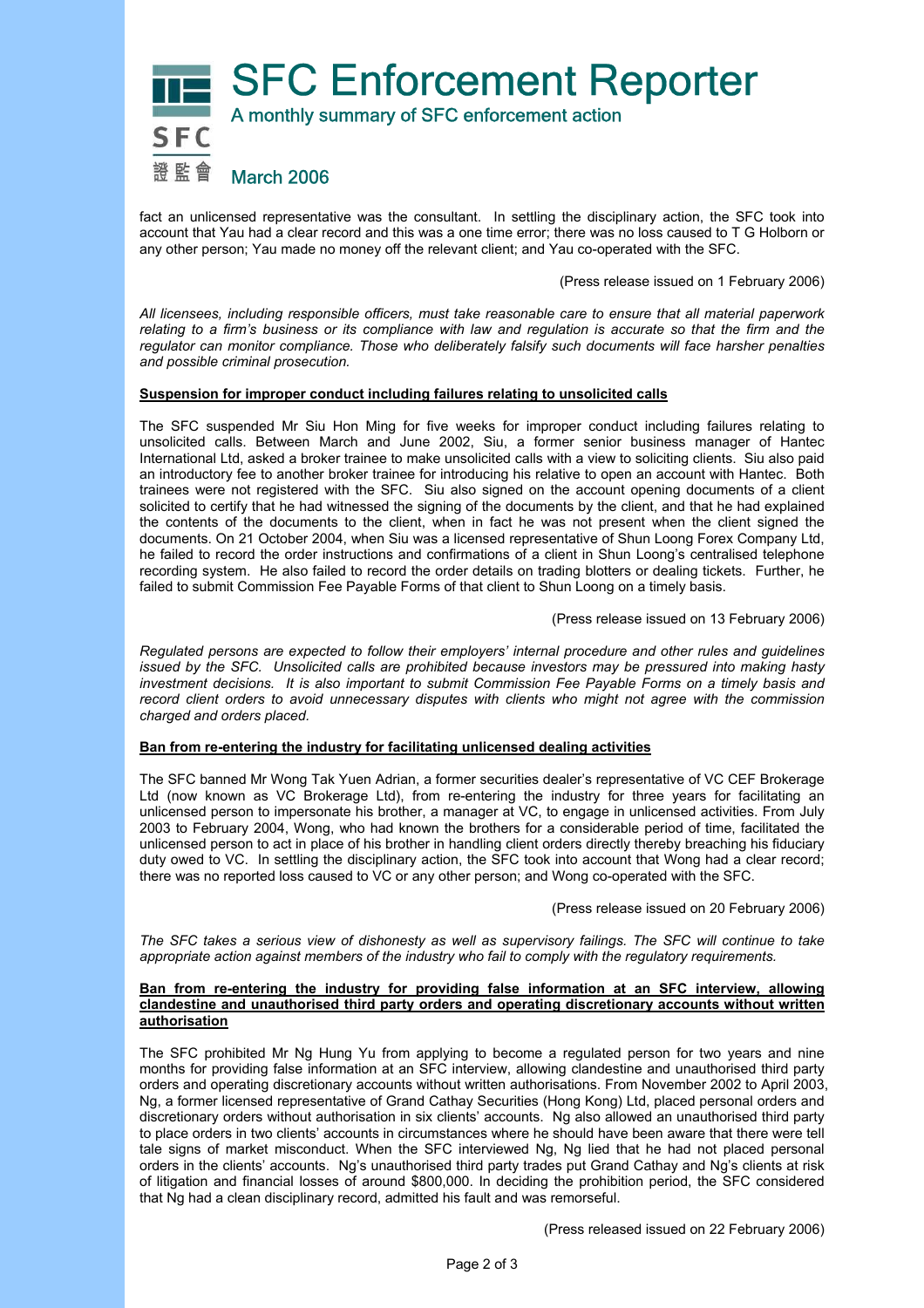fact an unlicensed representative was the consultant. In settling the disciplinary action, the SFC took into account that Yau had a clear record and this was a one time error; there was no loss caused to T G Holborn or any other person; Yau made no money off the relevant client; and Yau co-operated with the SFC.

(Press release issued on 1 February 2006)

*All licensees, including responsible officers, must take reasonable care to ensure that all material paperwork relating to a firm's business or its compliance with law and regulation is accurate so that the firm and the regulator can monitor compliance. Those who deliberately falsify such documents will face harsher penalties and possible criminal prosecution.*

**Suspension for improper conduct including failures relating to unsolicited calls**

The SFC suspended Mr Siu Hon Ming for five weeks for improper conduct including failures relating to unsolicited calls. Between March and June 2002, Siu, a former senior business manager of Hantec International Ltd, asked a broker trainee to make unsolicited calls with a view to soliciting clients. Siu also paid an introductory fee to another broker trainee for introducing his relative to open an account with Hantec. Both trainees were not registered with the SFC. Siu also signed on the account opening documents of a client solicited to certify that he had witnessed the signing of the documents by the client, and that he had explained the contents of the documents to the client, when in fact he was not present when the client signed the documents. On 21 October 2004, when Siu was a licensed representative of Shun Loong Forex Company Ltd, he failed to record the order instructions and confirmations of a client in Shun Loong's centralised telephone recording system. He also failed to record the order details on trading blotters or dealing tickets. Further, he failed to submit Commission Fee Payable Forms of that client to Shun Loong on a timely basis.

(Press release issued on 13 February 2006)

*Regulated persons are expected to follow their employers' internal procedure and other rules and guidelines issued by the SFC. Unsolicited calls are prohibited because investors may be pressured into making hasty investment decisions. It is also important to submit Commission Fee Payable Forms on a timely basis and record client orders to avoid unnecessary disputes with clients who might not agree with the commission charged and orders placed.*

**Ban from re-entering the industry for facilitating unlicensed dealing activities**

The SFC banned Mr Wong Tak Yuen Adrian, a former securities dealer's representative of VC CEF Brokerage Ltd (now known as VC Brokerage Ltd), from re-entering the industry for three years for facilitating an unlicensed person to impersonate his brother, a manager at VC, to engage in unlicensed activities. From July 2003 to February 2004, Wong, who had known the brothers for a considerable period of time, facilitated the unlicensed person to act in place of his brother in handling client orders directly thereby breaching his fiduciary duty owed to VC. In settling the disciplinary action, the SFC took into account that Wong had a clear record; there was no reported loss caused to VC or any other person; and Wong co-operated with the SFC.

(Press release issued on 20 February 2006)

*The SFC takes a serious view of dishonesty as well as supervisory failings. The SFC will continue to take appropriate action against members of the industry who fail to comply with the regulatory requirements.*

**Ban from re-entering the industry for providing false information at an SFC interview, allowing clandestine and unauthorised third party orders and operating discretionary accounts without written authorisation**

The SFC prohibited Mr Ng Hung Yu from applying to become a regulated person for two years and nine months for providing false information at an SFC interview, allowing clandestine and unauthorised third party orders and operating discretionary accounts without written authorisations. From November 2002 to April 2003, Ng, a former licensed representative of Grand Cathay Securities (Hong Kong) Ltd, placed personal orders and discretionary orders without authorisation in six clients' accounts. Ng also allowed an unauthorised third party to place orders in two clients' accounts in circumstances where he should have been aware that there were tell tale signs of market misconduct. When the SFC interviewed Ng, Ng lied that he had not placed personal orders in the clients' accounts. Ng's unauthorised third party trades put Grand Cathay and Ng's clients at risk of litigation and financial losses of around $800,000. In deciding the prohibition period, the SFC considered that Ng had a clean disciplinary record, admitted his fault and was remorseful.

(Press released issued on 22 February 2006)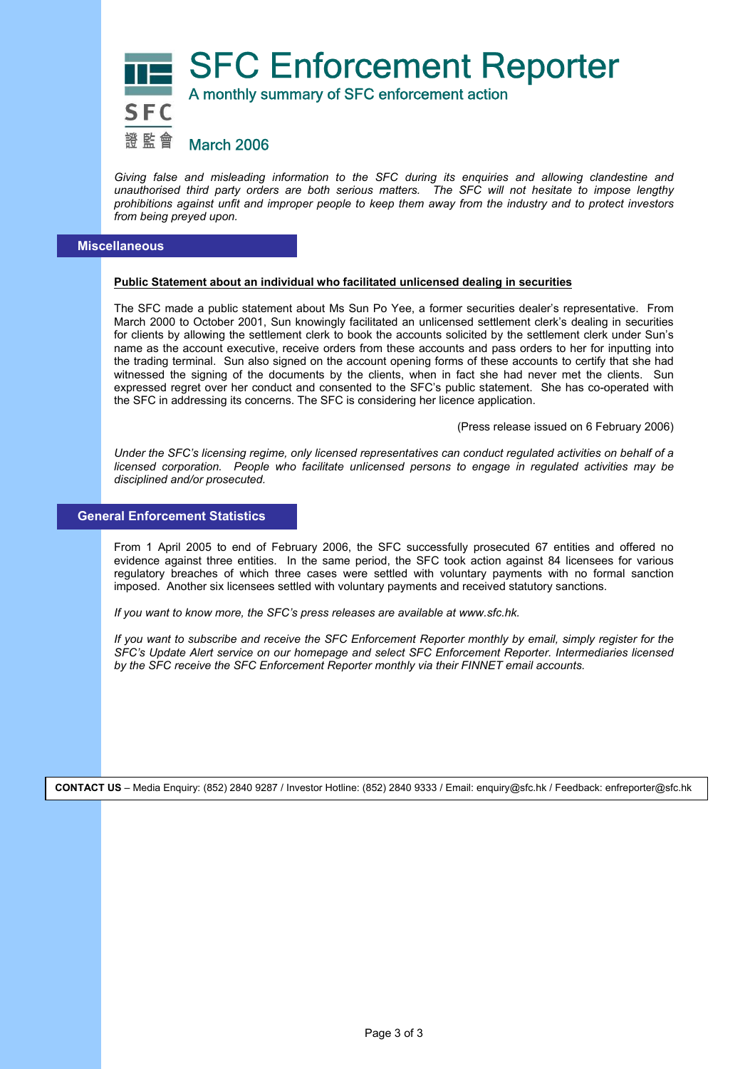# SFC Enforcement Reporter

A monthly summary of SFC enforcement action

March 2006

*Giving false and misleading information to the SFC during its enquiries and allowing clandestine and unauthorised third party orders are both serious matters. The SFC will not hesitate to impose lengthy prohibitions against unfit and improper people to keep them away from the industry and to protect investors from being preyed upon.*

## Miscellaneous

### Public Statement about an individual who facilitated unlicensed dealing in securities

The SFC made a public statement about Ms Sun Po Yee, a former securities dealer's representative. From March 2000 to October 2001, Sun knowingly facilitated an unlicensed settlement clerk's dealing in securities for clients by allowing the settlement clerk to book the accounts solicited by the settlement clerk under Sun's name as the account executive, receive orders from these accounts and pass orders to her for inputting into the trading terminal. Sun also signed on the account opening forms of these accounts to certify that she had witnessed the signing of the documents by the clients, when in fact she had never met the clients. Sun expressed regret over her conduct and consented to the SFC's public statement. She has co-operated with the SFC in addressing its concerns. The SFC is considering her licence application.

(Press release issued on 6 February 2006)

*Under the SFC's licensing regime, only licensed representatives can conduct regulated activities on behalf of a licensed corporation. People who facilitate unlicensed persons to engage in regulated activities may be disciplined and/or prosecuted.*

## General Enforcement Statistics

From 1 April 2005 to end of February 2006, the SFC successfully prosecuted 67 entities and offered no evidence against three entities. In the same period, the SFC took action against 84 licensees for various regulatory breaches of which three cases were settled with voluntary payments with no formal sanction imposed. Another six licensees settled with voluntary payments and received statutory sanctions.

*If you want to know more, the SFC's press releases are available at www.sfc.hk.*

*If you want to subscribe and receive the SFC Enforcement Reporter monthly by email, simply register for the SFC's Update Alert service on our homepage and select SFC Enforcement Reporter. Intermediaries licensed by the SFC receive the SFC Enforcement Reporter monthly via their FINNET email accounts.*

**CONTACT US** – Media Enquiry: (852) 2840 9287 / Investor Hotline: (852) 2840 9333 / Email: enquiry@sfc.hk / Feedback: enfreporter@sfc.hk